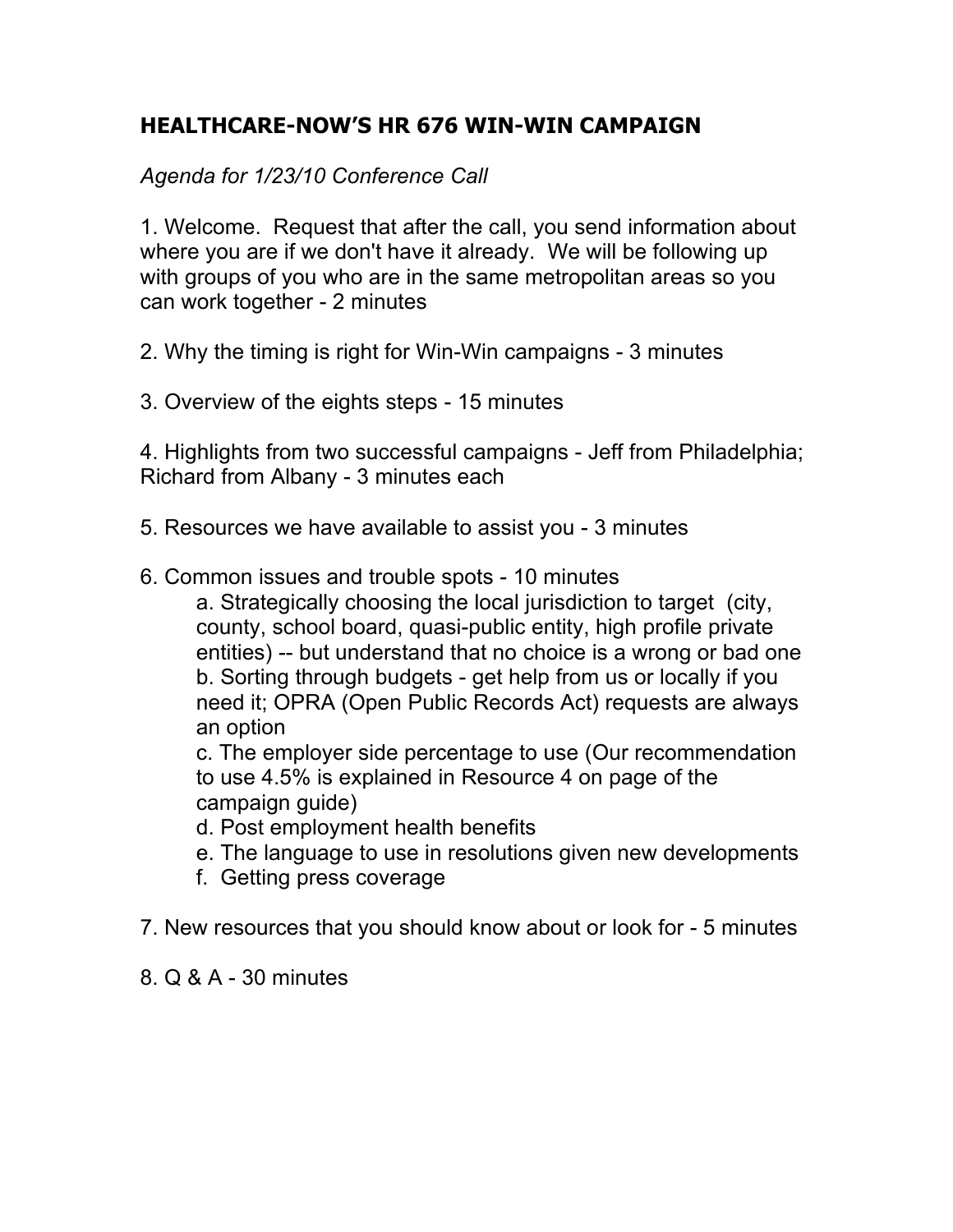# HEALTHCARE-NOW'S HR 676 WIN-WIN CAMPAIGN

*Agenda for 1/23/10 Conference Call*

1. Welcome. Request that after the call, you send information about where you are if we don't have it already. We will be following up with groups of you who are in the same metropolitan areas so you can work together - 2 minutes

2. Why the timing is right for Win-Win campaigns - 3 minutes

3. Overview of the eights steps - 15 minutes

4. Highlights from two successful campaigns - Jeff from Philadelphia; Richard from Albany - 3 minutes each

5. Resources we have available to assist you - 3 minutes

6. Common issues and trouble spots - 10 minutes
   a. Strategically choosing the local jurisdiction to target (city, county, school board, quasi-public entity, high profile private entities) -- but understand that no choice is a wrong or bad one
   b. Sorting through budgets - get help from us or locally if you need it; OPRA (Open Public Records Act) requests are always an option
   c. The employer side percentage to use (Our recommendation to use 4.5% is explained in Resource 4 on page of the campaign guide)
   d. Post employment health benefits
   e. The language to use in resolutions given new developments
   f. Getting press coverage

7. New resources that you should know about or look for - 5 minutes

8. Q & A - 30 minutes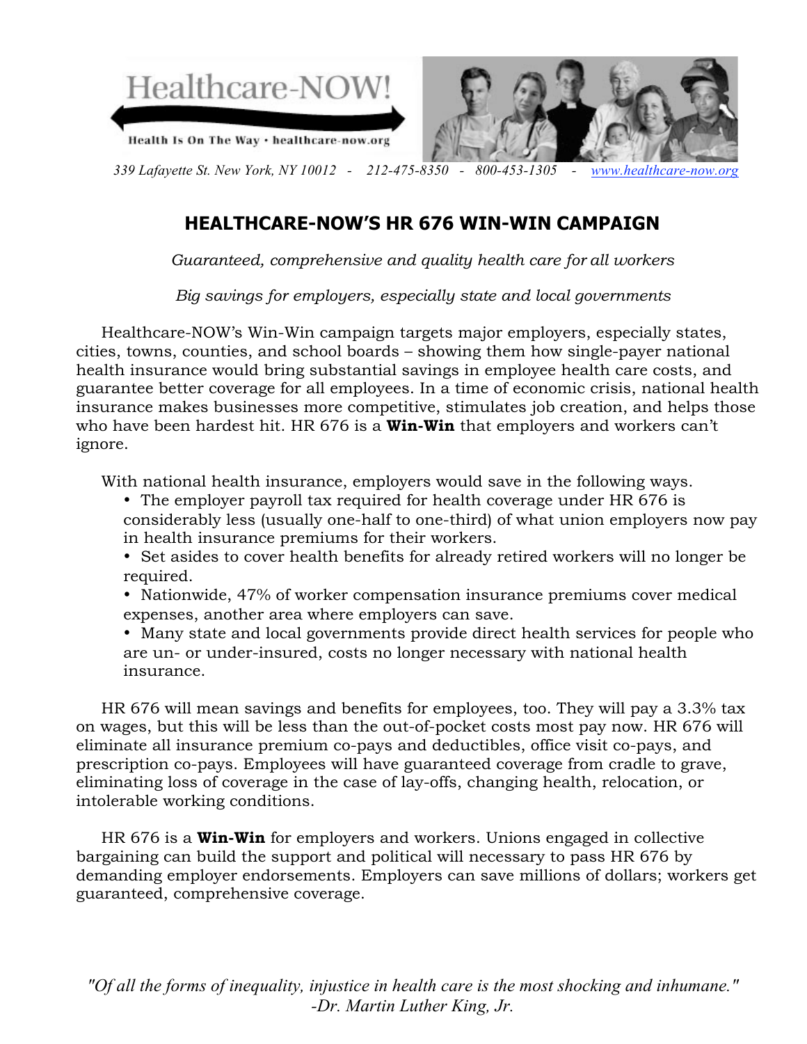Healthcare-NOW!

Health Is On The Way • healthcare-now.org

*339 Lafayette St. New York, NY 10012 - 212-475-8350 - 800-453-1305 - www.healthcare-now.org*

## HEALTHCARE-NOW'S HR 676 WIN-WIN CAMPAIGN

*Guaranteed, comprehensive and quality health care for all workers*

*Big savings for employers, especially state and local governments*

Healthcare-NOW's Win-Win campaign targets major employers, especially states, cities, towns, counties, and school boards – showing them how single-payer national health insurance would bring substantial savings in employee health care costs, and guarantee better coverage for all employees. In a time of economic crisis, national health insurance makes businesses more competitive, stimulates job creation, and helps those who have been hardest hit. HR 676 is a **Win-Win** that employers and workers can't ignore.

With national health insurance, employers would save in the following ways.

- The employer payroll tax required for health coverage under HR 676 is considerably less (usually one-half to one-third) of what union employers now pay in health insurance premiums for their workers.
- Set asides to cover health benefits for already retired workers will no longer be required.
- Nationwide, 47% of worker compensation insurance premiums cover medical expenses, another area where employers can save.
- Many state and local governments provide direct health services for people who are un- or under-insured, costs no longer necessary with national health insurance.

HR 676 will mean savings and benefits for employees, too. They will pay a 3.3% tax on wages, but this will be less than the out-of-pocket costs most pay now. HR 676 will eliminate all insurance premium co-pays and deductibles, office visit co-pays, and prescription co-pays. Employees will have guaranteed coverage from cradle to grave, eliminating loss of coverage in the case of lay-offs, changing health, relocation, or intolerable working conditions.

HR 676 is a **Win-Win** for employers and workers. Unions engaged in collective bargaining can build the support and political will necessary to pass HR 676 by demanding employer endorsements. Employers can save millions of dollars; workers get guaranteed, comprehensive coverage.

*"Of all the forms of inequality, injustice in health care is the most shocking and inhumane."*
*-Dr. Martin Luther King, Jr.*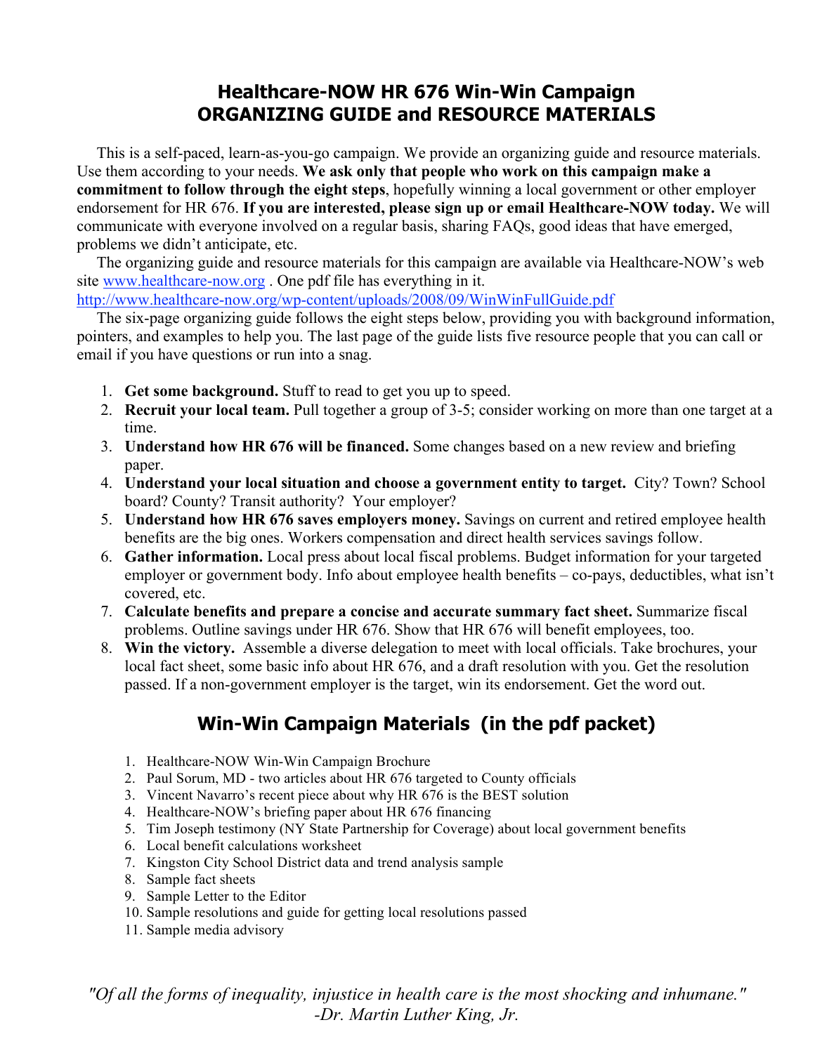# Healthcare-NOW HR 676 Win-Win Campaign
# ORGANIZING GUIDE and RESOURCE MATERIALS

This is a self-paced, learn-as-you-go campaign. We provide an organizing guide and resource materials. Use them according to your needs. **We ask only that people who work on this campaign make a commitment to follow through the eight steps**, hopefully winning a local government or other employer endorsement for HR 676. **If you are interested, please sign up or email Healthcare-NOW today.** We will communicate with everyone involved on a regular basis, sharing FAQs, good ideas that have emerged, problems we didn't anticipate, etc.

The organizing guide and resource materials for this campaign are available via Healthcare-NOW's web site [www.healthcare-now.org](www.healthcare-now.org) . One pdf file has everything in it. [http://www.healthcare-now.org/wp-content/uploads/2008/09/WinWinFullGuide.pdf](http://www.healthcare-now.org/wp-content/uploads/2008/09/WinWinFullGuide.pdf)

The six-page organizing guide follows the eight steps below, providing you with background information, pointers, and examples to help you. The last page of the guide lists five resource people that you can call or email if you have questions or run into a snag.

1. **Get some background.** Stuff to read to get you up to speed.
2. **Recruit your local team.** Pull together a group of 3-5; consider working on more than one target at a time.
3. **Understand how HR 676 will be financed.** Some changes based on a new review and briefing paper.
4. **Understand your local situation and choose a government entity to target.** City? Town? School board? County? Transit authority? Your employer?
5. **Understand how HR 676 saves employers money.** Savings on current and retired employee health benefits are the big ones. Workers compensation and direct health services savings follow.
6. **Gather information.** Local press about local fiscal problems. Budget information for your targeted employer or government body. Info about employee health benefits – co-pays, deductibles, what isn't covered, etc.
7. **Calculate benefits and prepare a concise and accurate summary fact sheet.** Summarize fiscal problems. Outline savings under HR 676. Show that HR 676 will benefit employees, too.
8. **Win the victory.** Assemble a diverse delegation to meet with local officials. Take brochures, your local fact sheet, some basic info about HR 676, and a draft resolution with you. Get the resolution passed. If a non-government employer is the target, win its endorsement. Get the word out.

## Win-Win Campaign Materials (in the pdf packet)

1. Healthcare-NOW Win-Win Campaign Brochure
2. Paul Sorum, MD - two articles about HR 676 targeted to County officials
3. Vincent Navarro's recent piece about why HR 676 is the BEST solution
4. Healthcare-NOW's briefing paper about HR 676 financing
5. Tim Joseph testimony (NY State Partnership for Coverage) about local government benefits
6. Local benefit calculations worksheet
7. Kingston City School District data and trend analysis sample
8. Sample fact sheets
9. Sample Letter to the Editor
10. Sample resolutions and guide for getting local resolutions passed
11. Sample media advisory

*"Of all the forms of inequality, injustice in health care is the most shocking and inhumane."*
*-Dr. Martin Luther King, Jr.*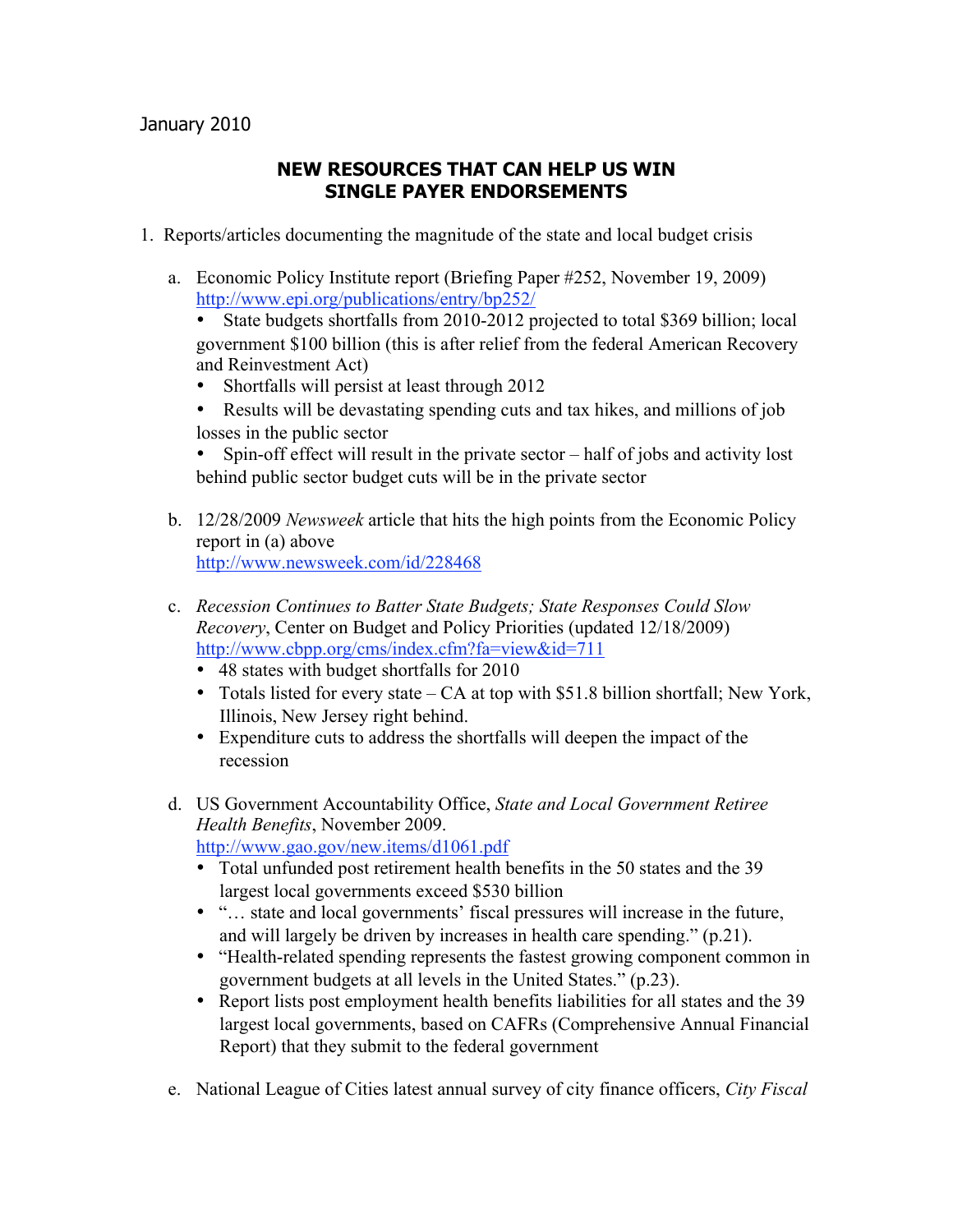January 2010

## NEW RESOURCES THAT CAN HELP US WIN SINGLE PAYER ENDORSEMENTS

1. Reports/articles documenting the magnitude of the state and local budget crisis

   a. Economic Policy Institute report (Briefing Paper #252, November 19, 2009) http://www.epi.org/publications/entry/bp252/
      - State budgets shortfalls from 2010-2012 projected to total $369 billion; local government $100 billion (this is after relief from the federal American Recovery and Reinvestment Act)
      - Shortfalls will persist at least through 2012
      - Results will be devastating spending cuts and tax hikes, and millions of job losses in the public sector
      - Spin-off effect will result in the private sector – half of jobs and activity lost behind public sector budget cuts will be in the private sector

   b. 12/28/2009 *Newsweek* article that hits the high points from the Economic Policy report in (a) above http://www.newsweek.com/id/228468

   c. *Recession Continues to Batter State Budgets; State Responses Could Slow Recovery*, Center on Budget and Policy Priorities (updated 12/18/2009) http://www.cbpp.org/cms/index.cfm?fa=view&id=711
      - 48 states with budget shortfalls for 2010
      - Totals listed for every state – CA at top with $51.8 billion shortfall; New York, Illinois, New Jersey right behind.
      - Expenditure cuts to address the shortfalls will deepen the impact of the recession

   d. US Government Accountability Office, *State and Local Government Retiree Health Benefits*, November 2009. http://www.gao.gov/new.items/d1061.pdf
      - Total unfunded post retirement health benefits in the 50 states and the 39 largest local governments exceed $530 billion
      - "… state and local governments' fiscal pressures will increase in the future, and will largely be driven by increases in health care spending." (p.21).
      - "Health-related spending represents the fastest growing component common in government budgets at all levels in the United States." (p.23).
      - Report lists post employment health benefits liabilities for all states and the 39 largest local governments, based on CAFRs (Comprehensive Annual Financial Report) that they submit to the federal government

   e. National League of Cities latest annual survey of city finance officers, *City Fiscal*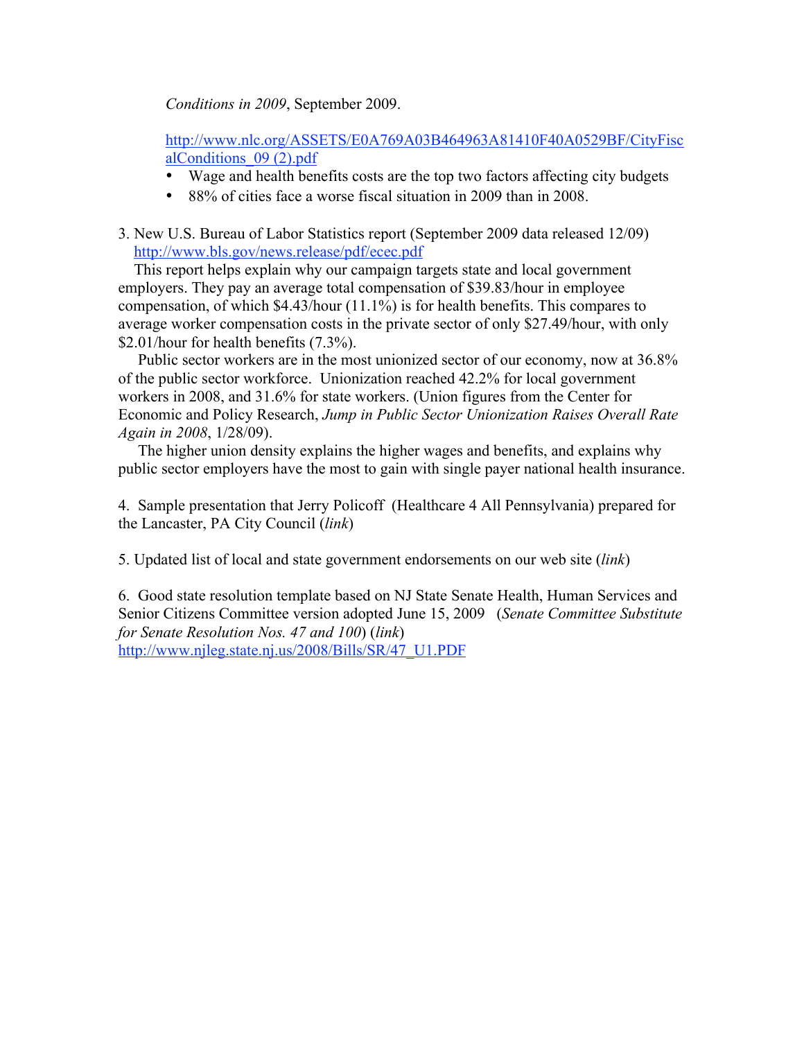*Conditions in 2009*, September 2009.

http://www.nlc.org/ASSETS/E0A769A03B464963A81410F40A0529BF/CityFiscalConditions_09 (2).pdf

- Wage and health benefits costs are the top two factors affecting city budgets
- 88% of cities face a worse fiscal situation in 2009 than in 2008.

3. New U.S. Bureau of Labor Statistics report (September 2009 data released 12/09) http://www.bls.gov/news.release/pdf/ecec.pdf

This report helps explain why our campaign targets state and local government employers. They pay an average total compensation of $39.83/hour in employee compensation, of which $4.43/hour (11.1%) is for health benefits. This compares to average worker compensation costs in the private sector of only $27.49/hour, with only $2.01/hour for health benefits (7.3%).

Public sector workers are in the most unionized sector of our economy, now at 36.8% of the public sector workforce. Unionization reached 42.2% for local government workers in 2008, and 31.6% for state workers. (Union figures from the Center for Economic and Policy Research, *Jump in Public Sector Unionization Raises Overall Rate Again in 2008*, 1/28/09).

The higher union density explains the higher wages and benefits, and explains why public sector employers have the most to gain with single payer national health insurance.

4. Sample presentation that Jerry Policoff (Healthcare 4 All Pennsylvania) prepared for the Lancaster, PA City Council (*link*)

5. Updated list of local and state government endorsements on our web site (*link*)

6. Good state resolution template based on NJ State Senate Health, Human Services and Senior Citizens Committee version adopted June 15, 2009 (*Senate Committee Substitute for Senate Resolution Nos. 47 and 100*) (*link*)
http://www.njleg.state.nj.us/2008/Bills/SR/47_U1.PDF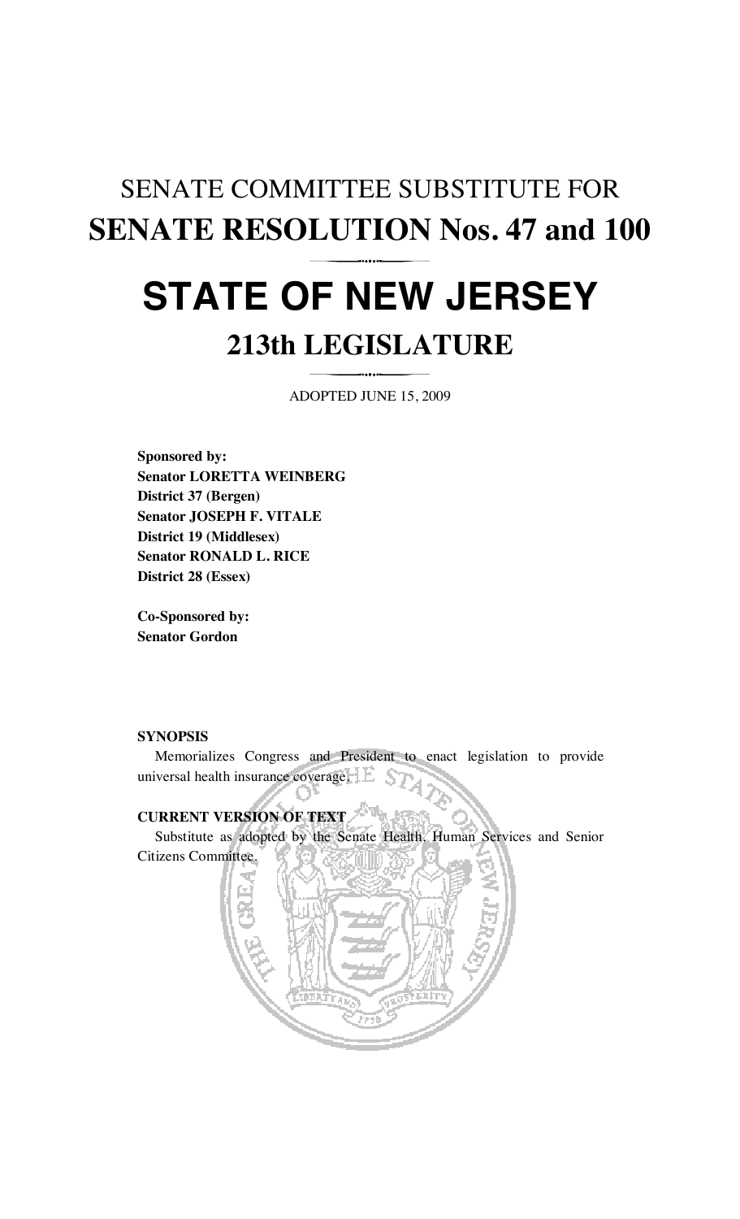# SENATE COMMITTEE SUBSTITUTE FOR
# SENATE RESOLUTION Nos. 47 and 100

# STATE OF NEW JERSEY
## 213th LEGISLATURE

ADOPTED JUNE 15, 2009

**Sponsored by:**
**Senator LORETTA WEINBERG**
**District 37 (Bergen)**
**Senator JOSEPH F. VITALE**
**District 19 (Middlesex)**
**Senator RONALD L. RICE**
**District 28 (Essex)**

**Co-Sponsored by:**
**Senator Gordon**

**SYNOPSIS**

Memorializes Congress and President to enact legislation to provide universal health insurance coverage.

**CURRENT VERSION OF TEXT**

Substitute as adopted by the Senate Health, Human Services and Senior Citizens Committee.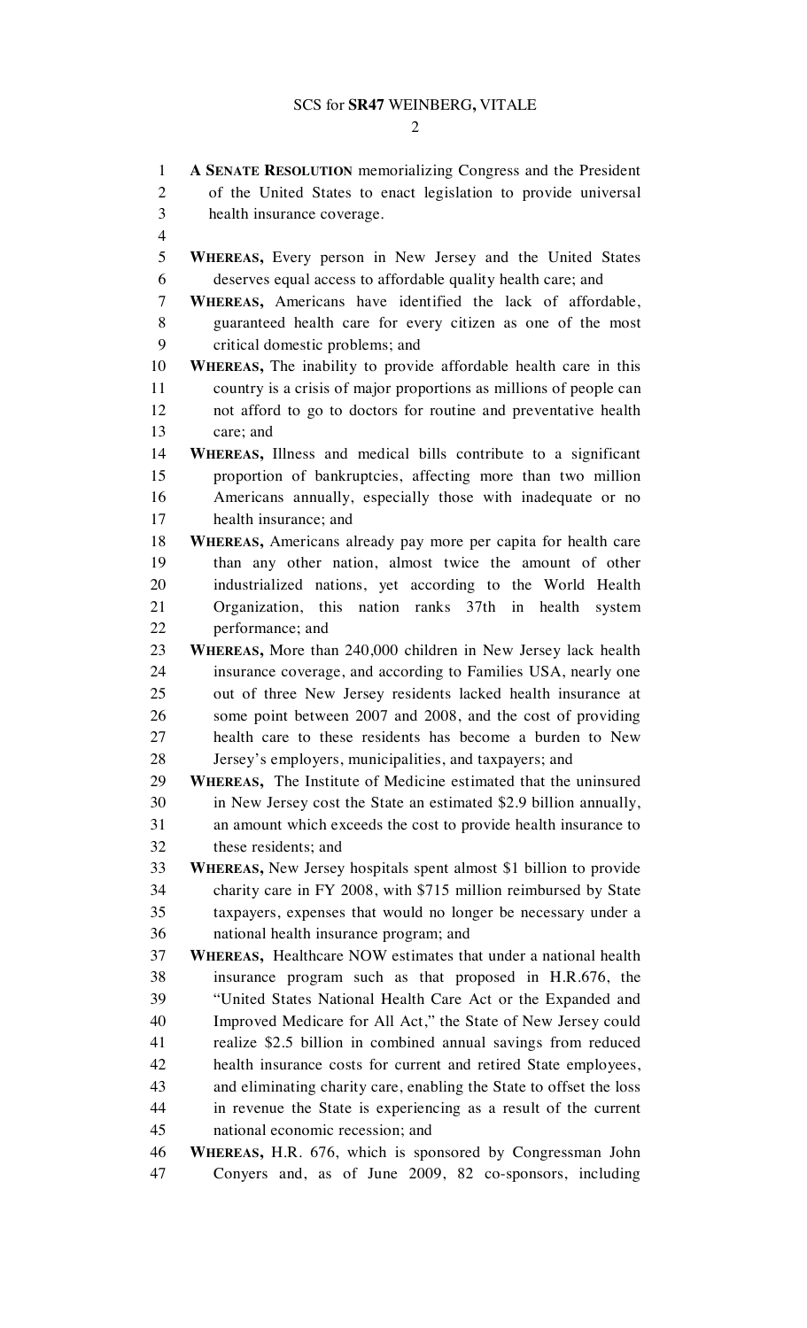**A SENATE RESOLUTION** memorializing Congress and the President of the United States to enact legislation to provide universal health insurance coverage.

**WHEREAS,** Every person in New Jersey and the United States deserves equal access to affordable quality health care; and

**WHEREAS,** Americans have identified the lack of affordable, guaranteed health care for every citizen as one of the most critical domestic problems; and

**WHEREAS,** The inability to provide affordable health care in this country is a crisis of major proportions as millions of people can not afford to go to doctors for routine and preventative health care; and

**WHEREAS,** Illness and medical bills contribute to a significant proportion of bankruptcies, affecting more than two million Americans annually, especially those with inadequate or no health insurance; and

**WHEREAS,** Americans already pay more per capita for health care than any other nation, almost twice the amount of other industrialized nations, yet according to the World Health Organization, this nation ranks 37th in health system performance; and

**WHEREAS,** More than 240,000 children in New Jersey lack health insurance coverage, and according to Families USA, nearly one out of three New Jersey residents lacked health insurance at some point between 2007 and 2008, and the cost of providing health care to these residents has become a burden to New Jersey's employers, municipalities, and taxpayers; and

**WHEREAS,** The Institute of Medicine estimated that the uninsured in New Jersey cost the State an estimated $2.9 billion annually, an amount which exceeds the cost to provide health insurance to these residents; and

**WHEREAS,** New Jersey hospitals spent almost $1 billion to provide charity care in FY 2008, with $715 million reimbursed by State taxpayers, expenses that would no longer be necessary under a national health insurance program; and

**WHEREAS,** Healthcare NOW estimates that under a national health insurance program such as that proposed in H.R.676, the "United States National Health Care Act or the Expanded and Improved Medicare for All Act," the State of New Jersey could realize $2.5 billion in combined annual savings from reduced health insurance costs for current and retired State employees, and eliminating charity care, enabling the State to offset the loss in revenue the State is experiencing as a result of the current national economic recession; and

**WHEREAS,** H.R. 676, which is sponsored by Congressman John Conyers and, as of June 2009, 82 co-sponsors, including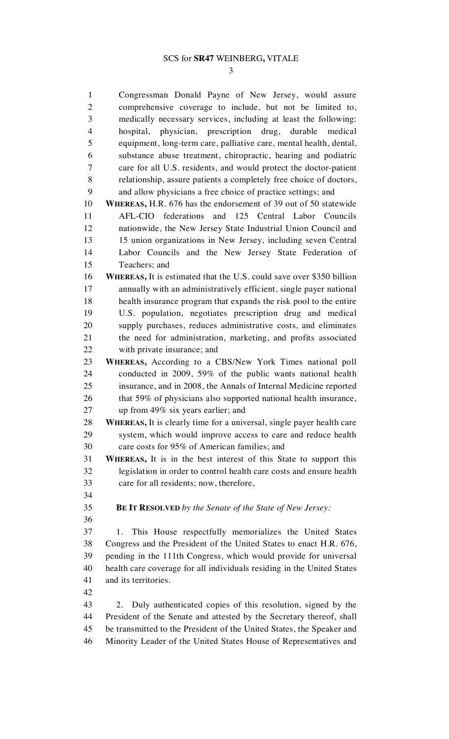Congressman Donald Payne of New Jersey, would assure comprehensive coverage to include, but not be limited to, medically necessary services, including at least the following: hospital, physician, prescription drug, durable medical equipment, long-term care, palliative care, mental health, dental, substance abuse treatment, chiropractic, hearing and podiatric care for all U.S. residents, and would protect the doctor-patient relationship, assure patients a completely free choice of doctors, and allow physicians a free choice of practice settings; and

**WHEREAS,** H.R. 676 has the endorsement of 39 out of 50 statewide AFL-CIO federations and 125 Central Labor Councils nationwide, the New Jersey State Industrial Union Council and 15 union organizations in New Jersey, including seven Central Labor Councils and the New Jersey State Federation of Teachers; and

**WHEREAS,** It is estimated that the U.S. could save over $350 billion annually with an administratively efficient, single payer national health insurance program that expands the risk pool to the entire U.S. population, negotiates prescription drug and medical supply purchases, reduces administrative costs, and eliminates the need for administration, marketing, and profits associated with private insurance; and

**WHEREAS,** According to a CBS/New York Times national poll conducted in 2009, 59% of the public wants national health insurance, and in 2008, the Annals of Internal Medicine reported that 59% of physicians also supported national health insurance, up from 49% six years earlier; and

**WHEREAS,** It is clearly time for a universal, single payer health care system, which would improve access to care and reduce health care costs for 95% of American families; and

**WHEREAS,** It is in the best interest of this State to support this legislation in order to control health care costs and ensure health care for all residents; now, therefore,

**BE IT RESOLVED** *by the Senate of the State of New Jersey:*

1. This House respectfully memorializes the United States Congress and the President of the United States to enact H.R. 676, pending in the 111th Congress, which would provide for universal health care coverage for all individuals residing in the United States and its territories.

2. Duly authenticated copies of this resolution, signed by the President of the Senate and attested by the Secretary thereof, shall be transmitted to the President of the United States, the Speaker and Minority Leader of the United States House of Representatives and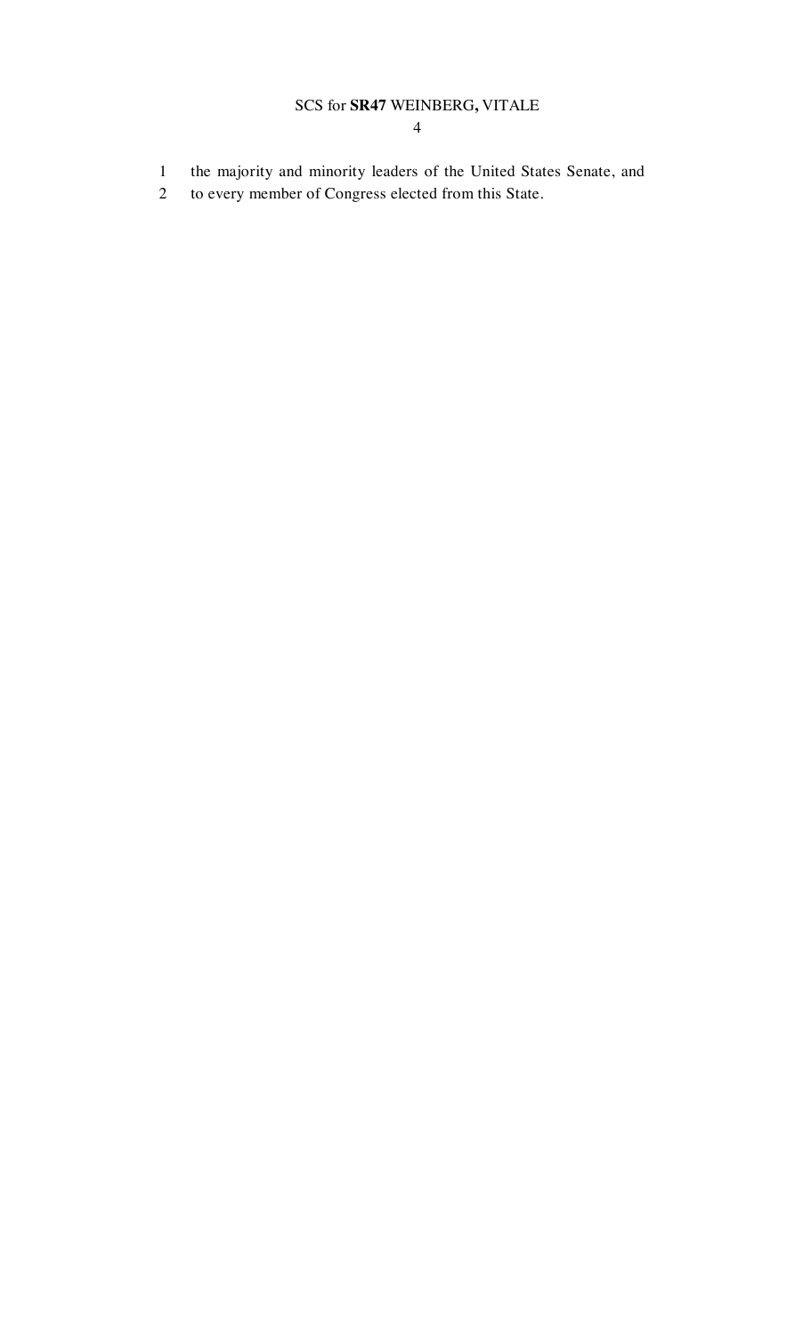the majority and minority leaders of the United States Senate, and to every member of Congress elected from this State.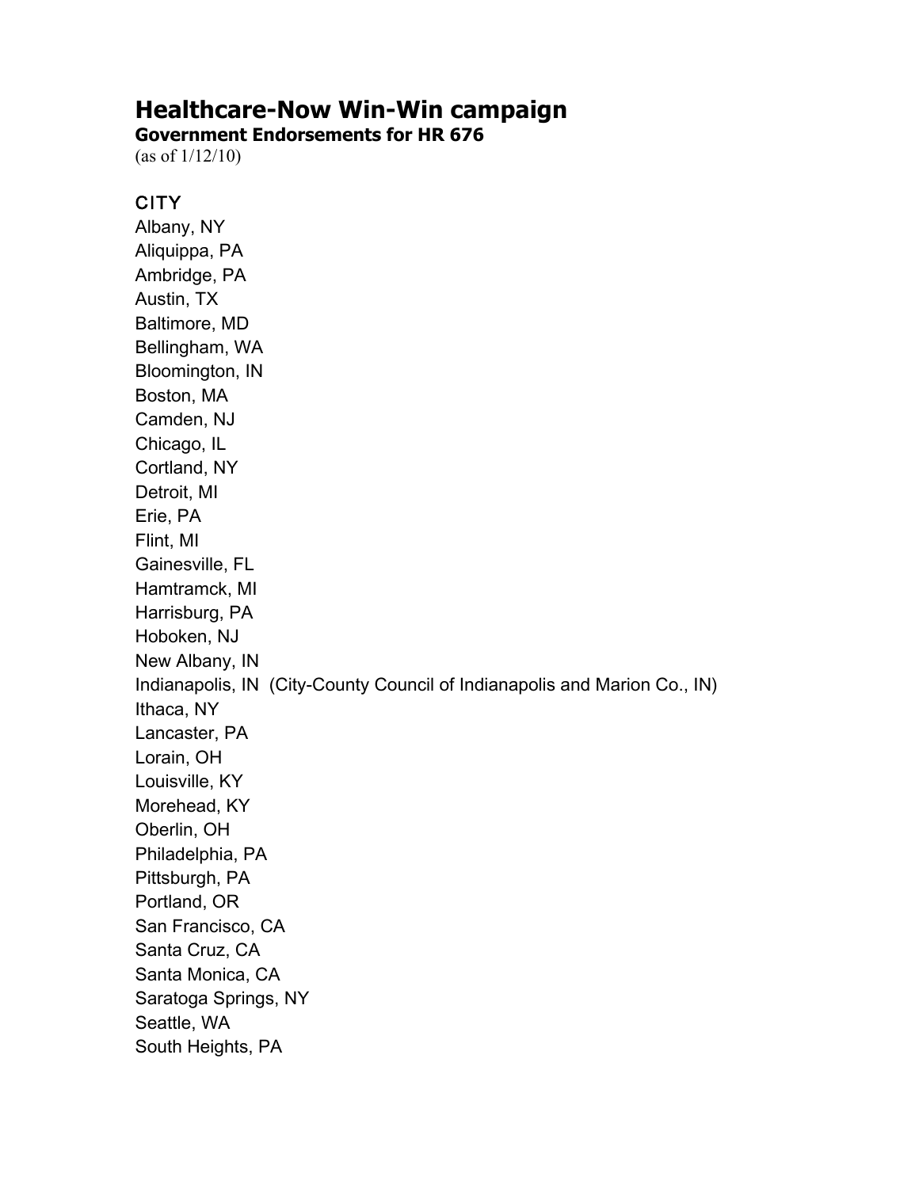# Healthcare-Now Win-Win campaign

**Government Endorsements for HR 676**

(as of 1/12/10)

## CITY

Albany, NY
Aliquippa, PA
Ambridge, PA
Austin, TX
Baltimore, MD
Bellingham, WA
Bloomington, IN
Boston, MA
Camden, NJ
Chicago, IL
Cortland, NY
Detroit, MI
Erie, PA
Flint, MI
Gainesville, FL
Hamtramck, MI
Harrisburg, PA
Hoboken, NJ
New Albany, IN
Indianapolis, IN (City-County Council of Indianapolis and Marion Co., IN)
Ithaca, NY
Lancaster, PA
Lorain, OH
Louisville, KY
Morehead, KY
Oberlin, OH
Philadelphia, PA
Pittsburgh, PA
Portland, OR
San Francisco, CA
Santa Cruz, CA
Santa Monica, CA
Saratoga Springs, NY
Seattle, WA
South Heights, PA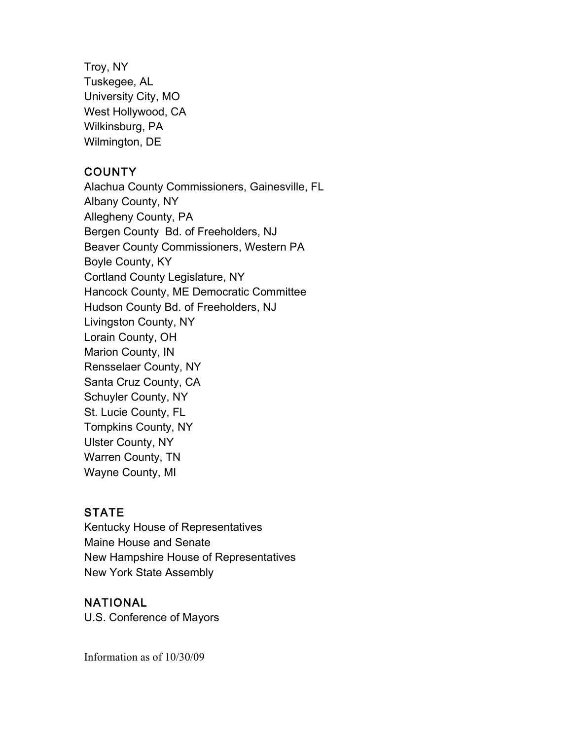Troy, NY
Tuskegee, AL
University City, MO
West Hollywood, CA
Wilkinsburg, PA
Wilmington, DE

## COUNTY

Alachua County Commissioners, Gainesville, FL
Albany County, NY
Allegheny County, PA
Bergen County Bd. of Freeholders, NJ
Beaver County Commissioners, Western PA
Boyle County, KY
Cortland County Legislature, NY
Hancock County, ME Democratic Committee
Hudson County Bd. of Freeholders, NJ
Livingston County, NY
Lorain County, OH
Marion County, IN
Rensselaer County, NY
Santa Cruz County, CA
Schuyler County, NY
St. Lucie County, FL
Tompkins County, NY
Ulster County, NY
Warren County, TN
Wayne County, MI

## STATE

Kentucky House of Representatives
Maine House and Senate
New Hampshire House of Representatives
New York State Assembly

## NATIONAL

U.S. Conference of Mayors

Information as of 10/30/09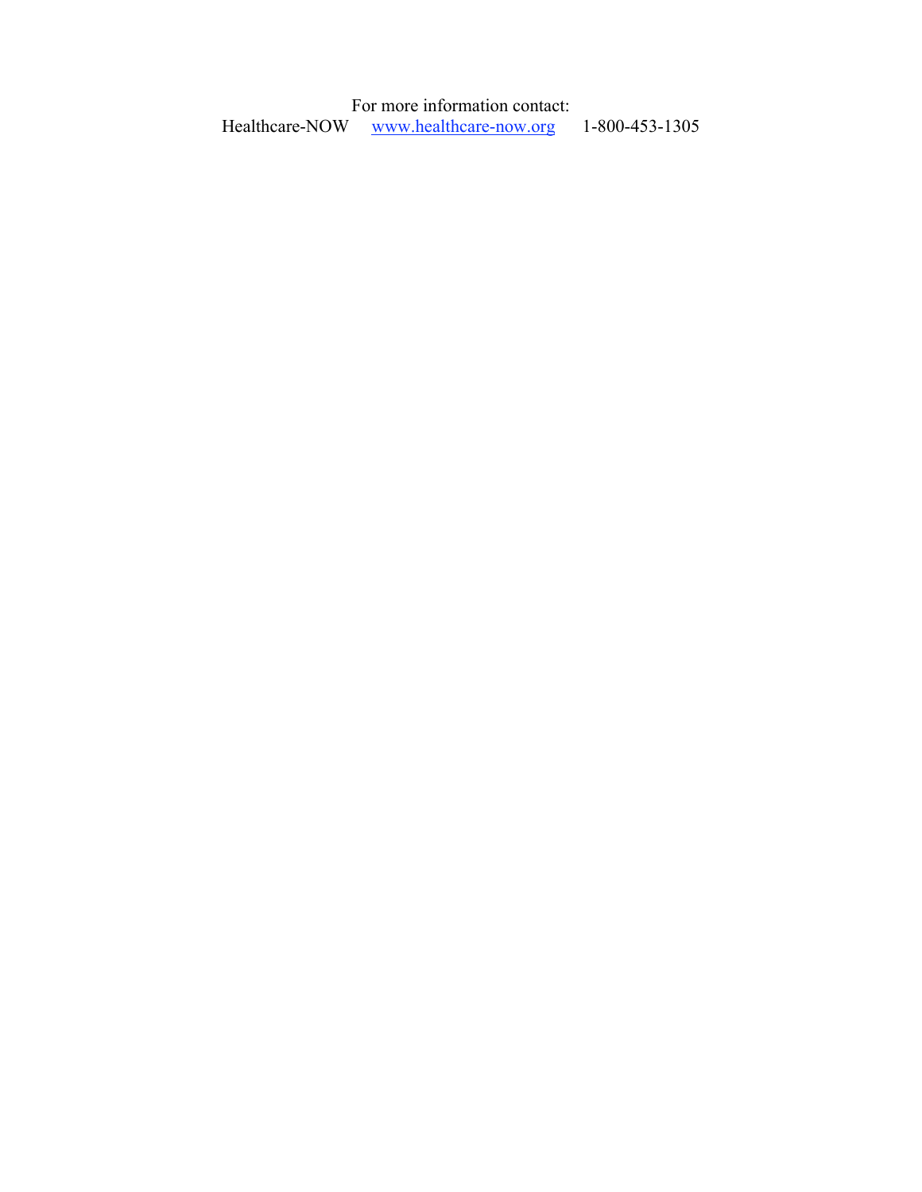For more information contact:

Healthcare-NOW [www.healthcare-now.org](http://www.healthcare-now.org) 1-800-453-1305